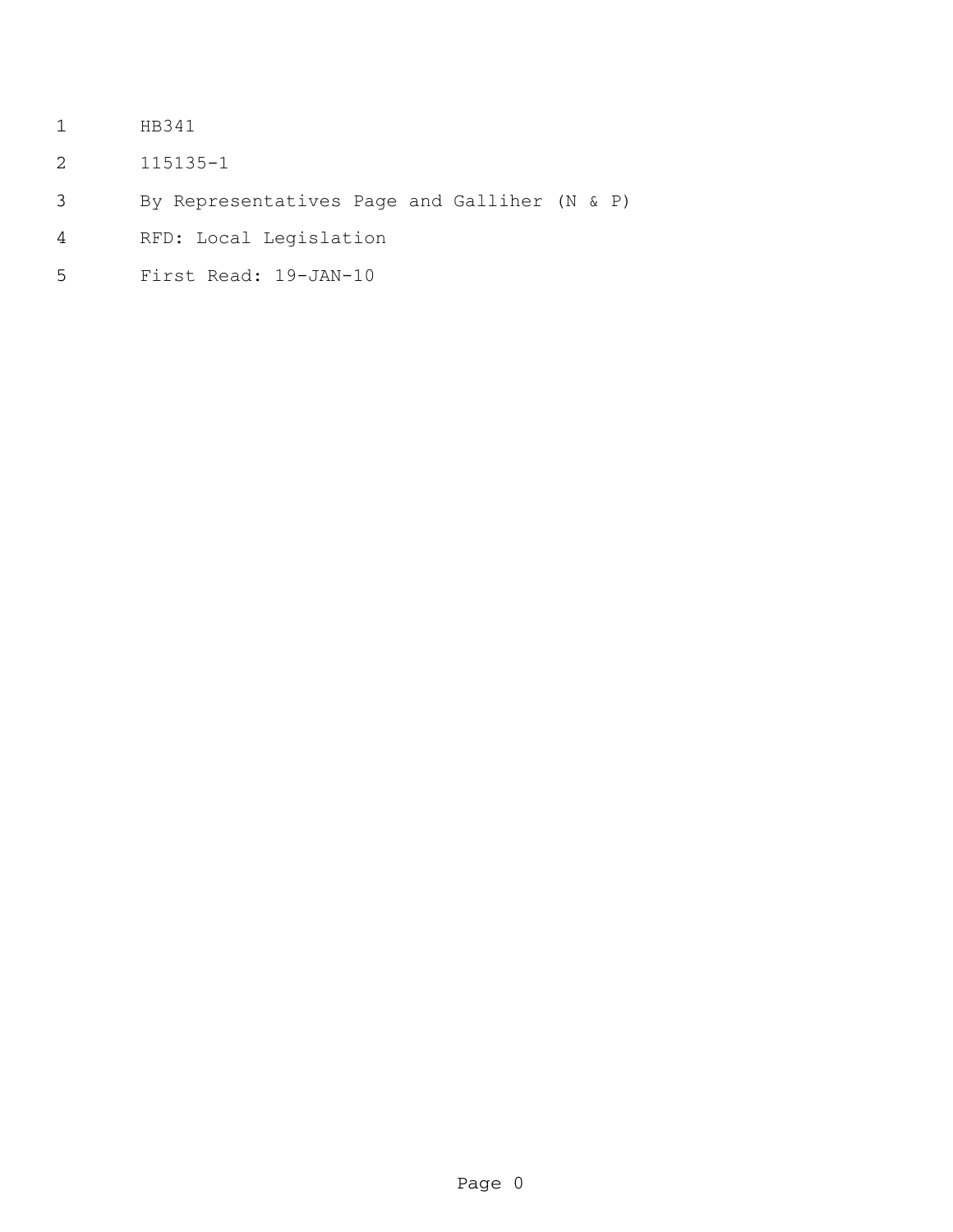HB341

115135-1

By Representatives Page and Galliher (N & P)

RFD: Local Legislation

First Read: 19-JAN-10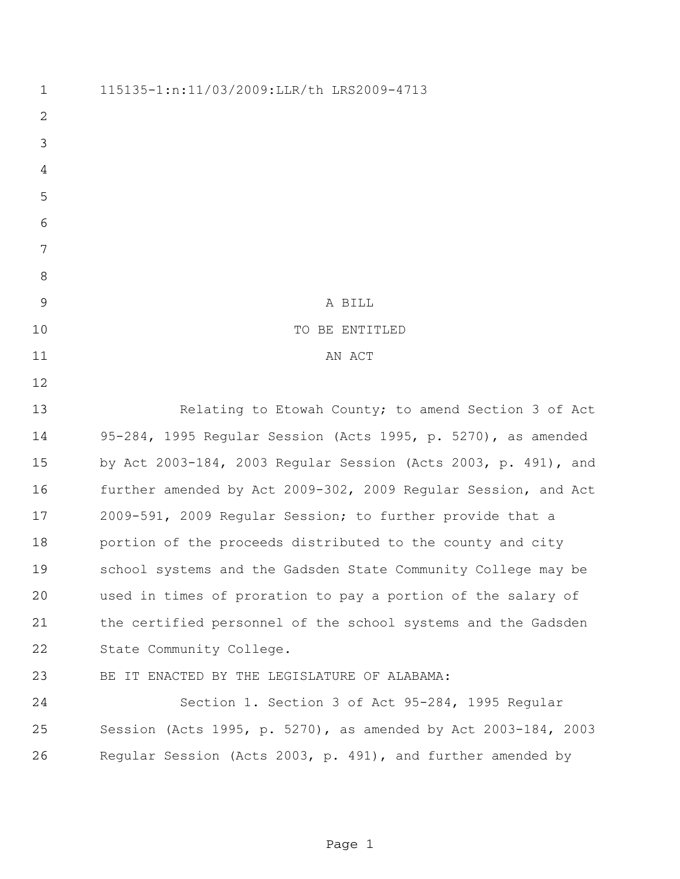115135-1:n:11/03/2009:LLR/th LRS2009-4713

A BILL

TO BE ENTITLED

AN ACT

Relating to Etowah County; to amend Section 3 of Act 95-284, 1995 Regular Session (Acts 1995, p. 5270), as amended by Act 2003-184, 2003 Regular Session (Acts 2003, p. 491), and further amended by Act 2009-302, 2009 Regular Session, and Act 2009-591, 2009 Regular Session; to further provide that a portion of the proceeds distributed to the county and city school systems and the Gadsden State Community College may be used in times of proration to pay a portion of the salary of the certified personnel of the school systems and the Gadsden State Community College.

BE IT ENACTED BY THE LEGISLATURE OF ALABAMA:

Section 1. Section 3 of Act 95-284, 1995 Regular Session (Acts 1995, p. 5270), as amended by Act 2003-184, 2003 Regular Session (Acts 2003, p. 491), and further amended by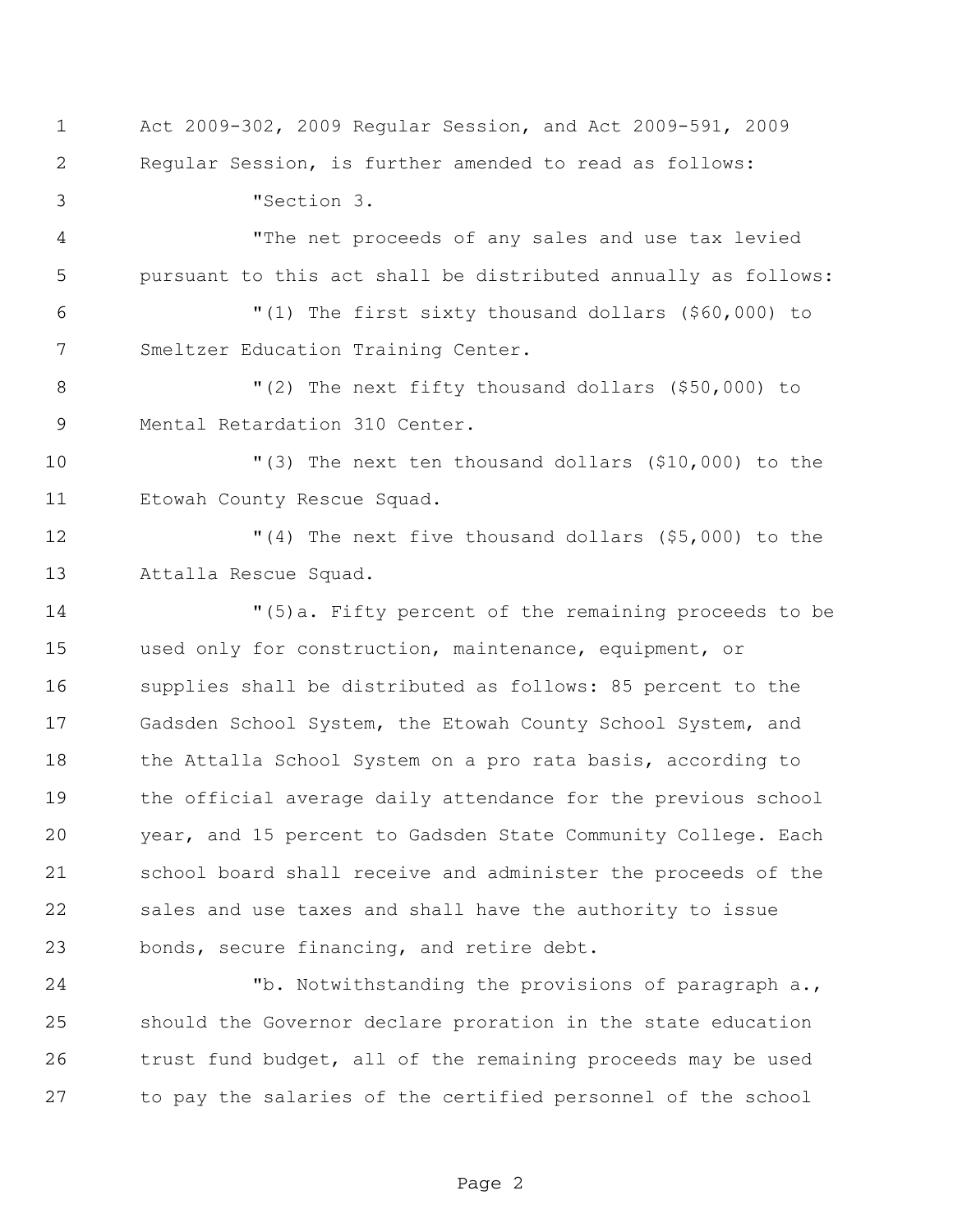Act 2009-302, 2009 Regular Session, and Act 2009-591, 2009 Regular Session, is further amended to read as follows:

"Section 3.

"The net proceeds of any sales and use tax levied pursuant to this act shall be distributed annually as follows:

"(1) The first sixty thousand dollars ($60,000) to Smeltzer Education Training Center.

"(2) The next fifty thousand dollars ($50,000) to Mental Retardation 310 Center.

"(3) The next ten thousand dollars ($10,000) to the Etowah County Rescue Squad.

"(4) The next five thousand dollars ($5,000) to the Attalla Rescue Squad.

"(5)a. Fifty percent of the remaining proceeds to be used only for construction, maintenance, equipment, or supplies shall be distributed as follows: 85 percent to the Gadsden School System, the Etowah County School System, and the Attalla School System on a pro rata basis, according to the official average daily attendance for the previous school year, and 15 percent to Gadsden State Community College. Each school board shall receive and administer the proceeds of the sales and use taxes and shall have the authority to issue bonds, secure financing, and retire debt.

"b. Notwithstanding the provisions of paragraph a., should the Governor declare proration in the state education trust fund budget, all of the remaining proceeds may be used to pay the salaries of the certified personnel of the school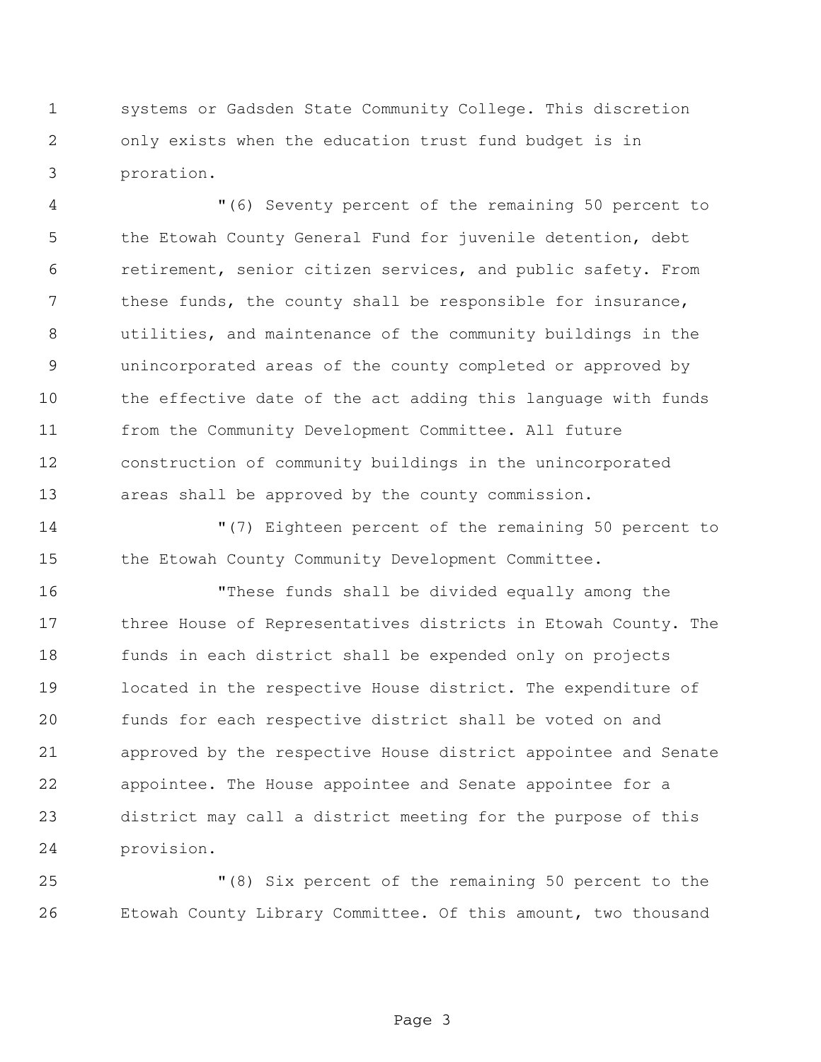systems or Gadsden State Community College. This discretion only exists when the education trust fund budget is in proration.

"(6) Seventy percent of the remaining 50 percent to the Etowah County General Fund for juvenile detention, debt retirement, senior citizen services, and public safety. From these funds, the county shall be responsible for insurance, utilities, and maintenance of the community buildings in the unincorporated areas of the county completed or approved by the effective date of the act adding this language with funds from the Community Development Committee. All future construction of community buildings in the unincorporated areas shall be approved by the county commission.

"(7) Eighteen percent of the remaining 50 percent to the Etowah County Community Development Committee.

"These funds shall be divided equally among the three House of Representatives districts in Etowah County. The funds in each district shall be expended only on projects located in the respective House district. The expenditure of funds for each respective district shall be voted on and approved by the respective House district appointee and Senate appointee. The House appointee and Senate appointee for a district may call a district meeting for the purpose of this provision.

"(8) Six percent of the remaining 50 percent to the Etowah County Library Committee. Of this amount, two thousand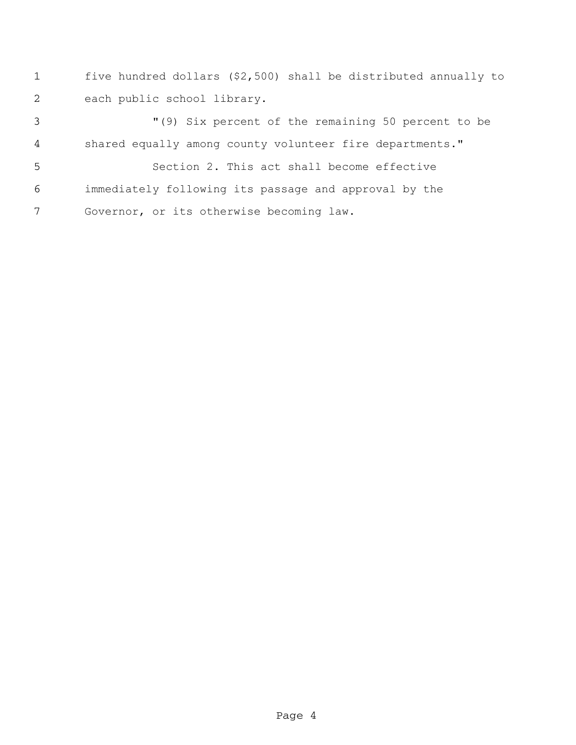five hundred dollars ($2,500) shall be distributed annually to each public school library.

"(9) Six percent of the remaining 50 percent to be shared equally among county volunteer fire departments."

Section 2. This act shall become effective immediately following its passage and approval by the Governor, or its otherwise becoming law.